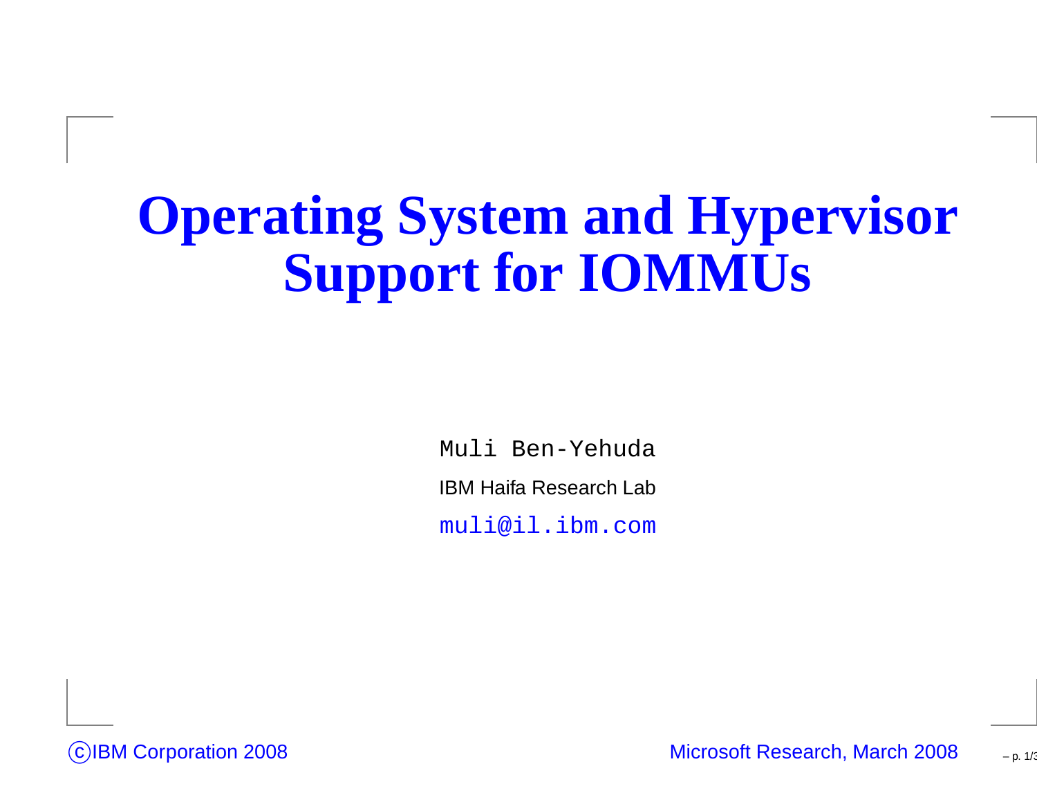# Operating System and Hypervisor Support for IOMMUs

Muli Ben-Yehuda

IBM Haifa Research Lab

muli@il.ibm.com

©IBM Corporation 2008

Microsoft Research, March 2008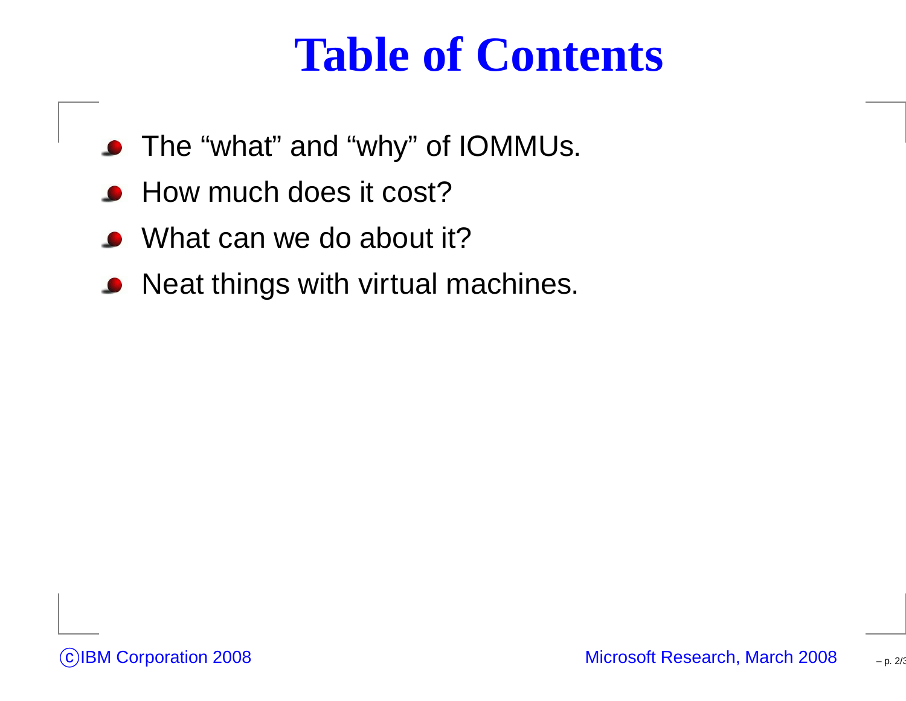# Table of Contents

- The “what” and “why” of IOMMUs.
- How much does it cost?
- What can we do about it?
- Neat things with virtual machines.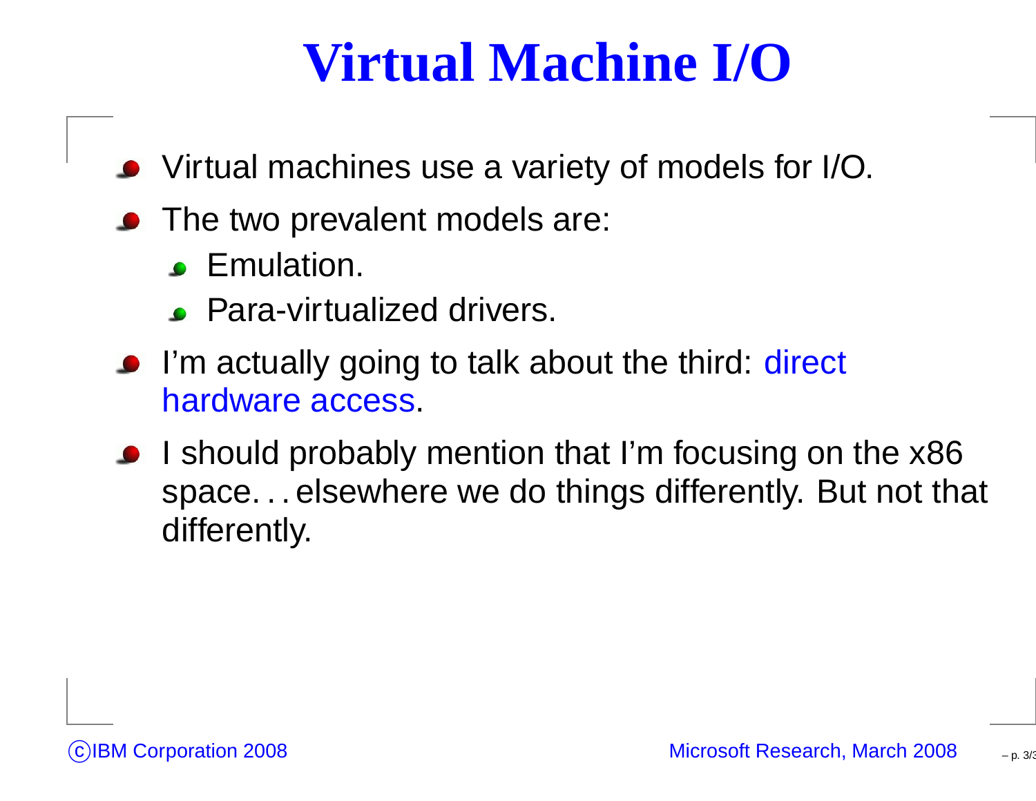# Virtual Machine I/O

- Virtual machines use a variety of models for I/O.
- The two prevalent models are:
  - Emulation.
  - Para-virtualized drivers.
- I'm actually going to talk about the third: direct hardware access.
- I should probably mention that I'm focusing on the x86 space. . . elsewhere we do things differently. But not that differently.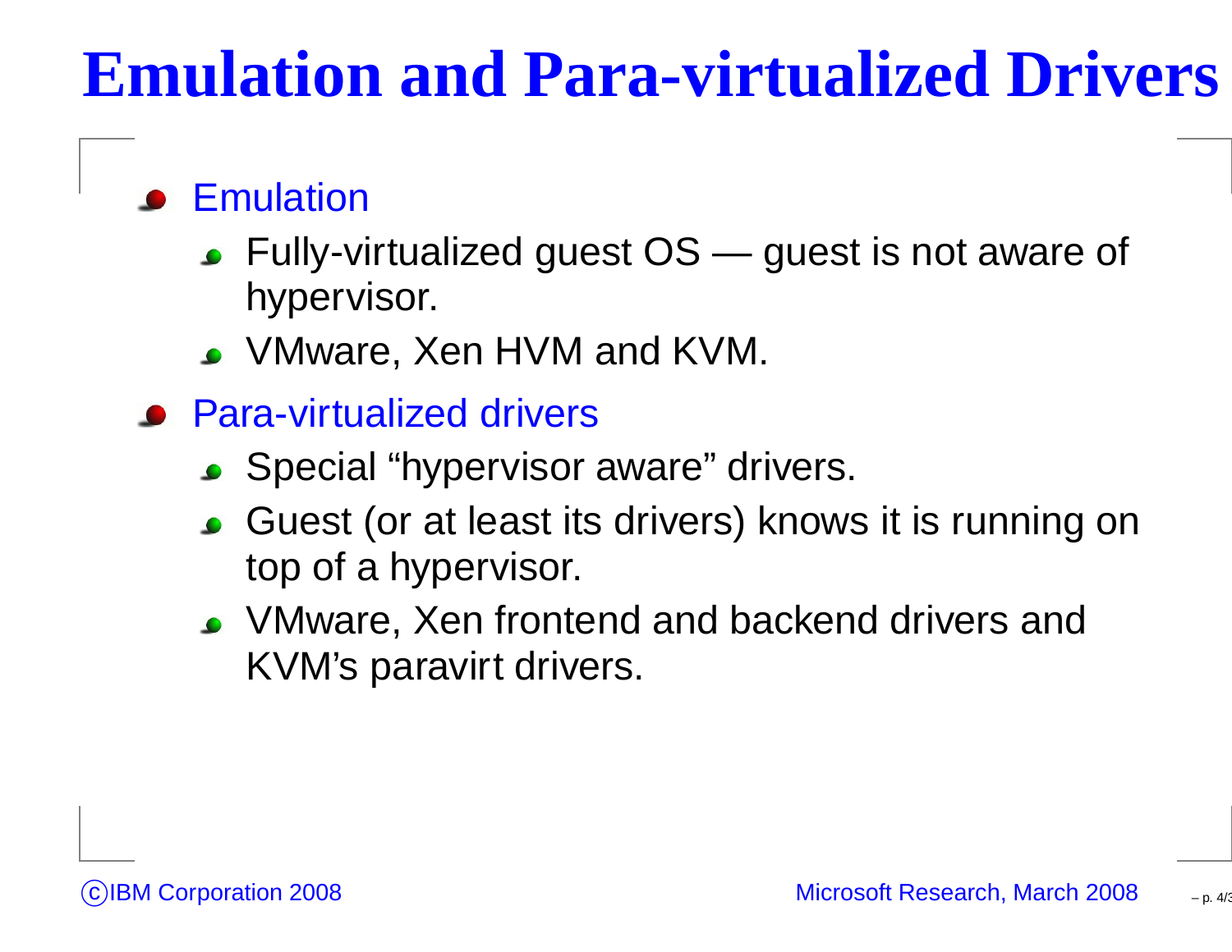# Emulation and Para-virtualized Drivers

- Emulation
  - Fully-virtualized guest OS — guest is not aware of hypervisor.
  - VMware, Xen HVM and KVM.
- Para-virtualized drivers
  - Special “hypervisor aware” drivers.
  - Guest (or at least its drivers) knows it is running on top of a hypervisor.
  - VMware, Xen frontend and backend drivers and KVM’s paravirt drivers.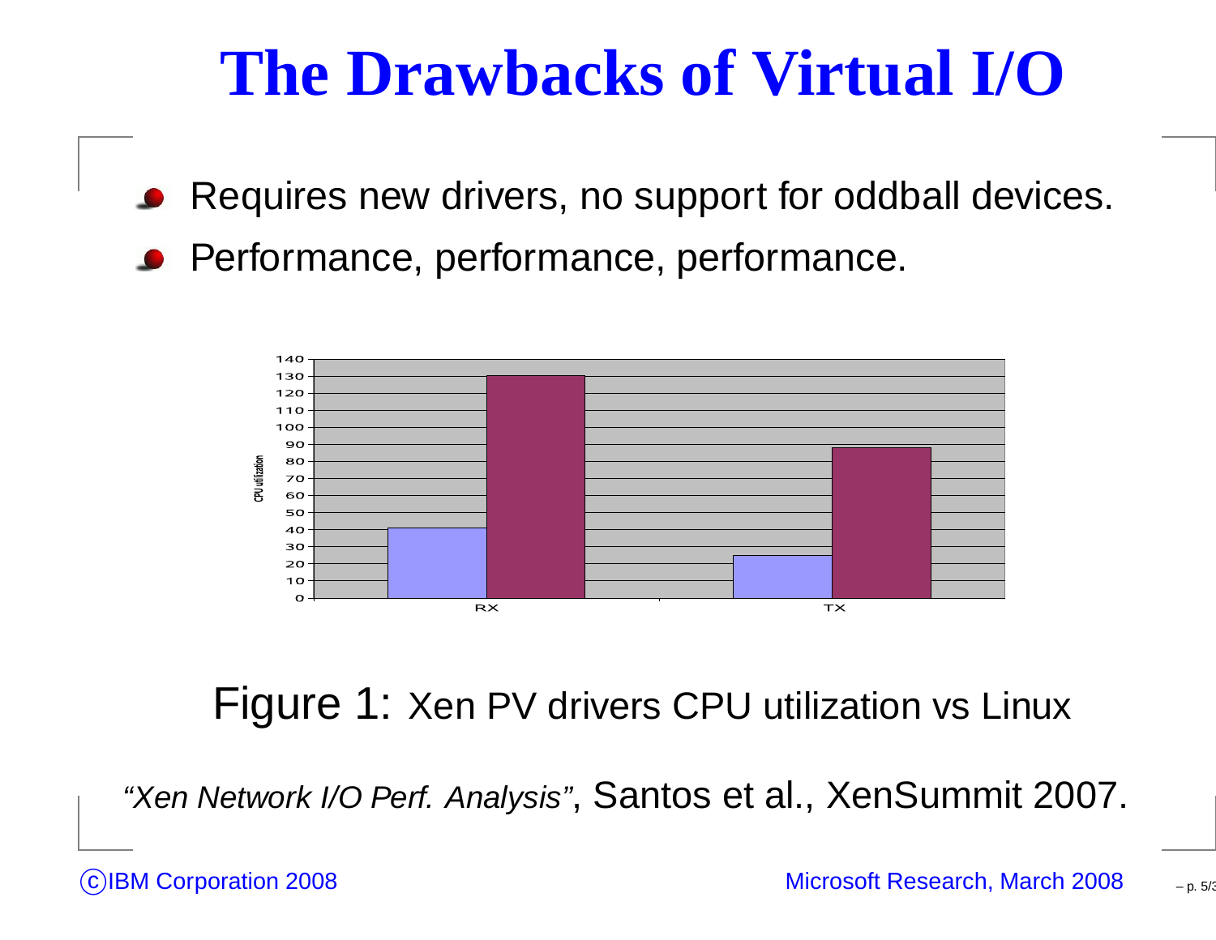# The Drawbacks of Virtual I/O

- Requires new drivers, no support for oddball devices.
- Performance, performance, performance.

Figure 1: Xen PV drivers CPU utilization vs Linux

*"Xen Network I/O Perf. Analysis"*, Santos et al., XenSummit 2007.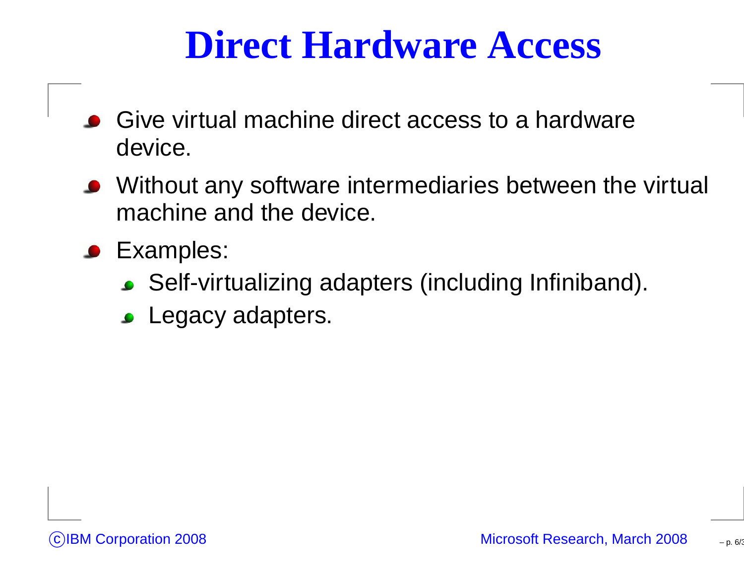# Direct Hardware Access

- Give virtual machine direct access to a hardware device.
- Without any software intermediaries between the virtual machine and the device.
- Examples:
  - Self-virtualizing adapters (including Infiniband).
  - Legacy adapters.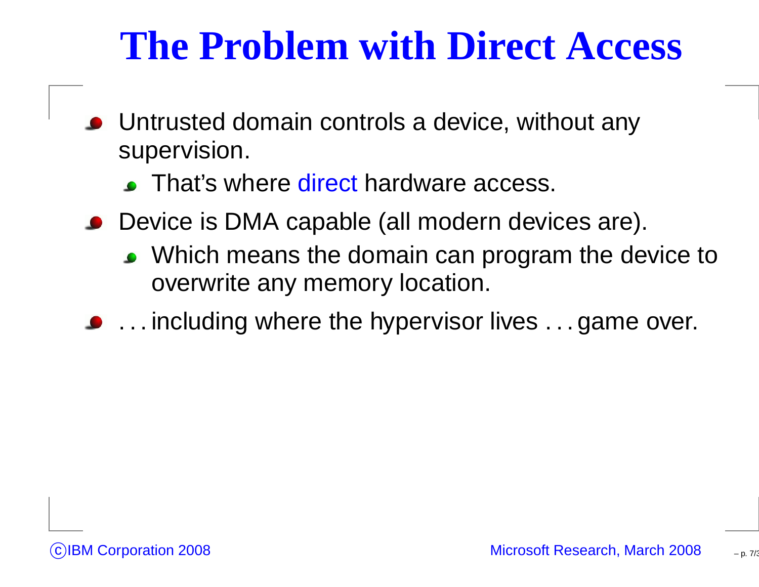# The Problem with Direct Access

- Untrusted domain controls a device, without any supervision.
  - That's where direct hardware access.
- Device is DMA capable (all modern devices are).
  - Which means the domain can program the device to overwrite any memory location.
- . . . including where the hypervisor lives . . . game over.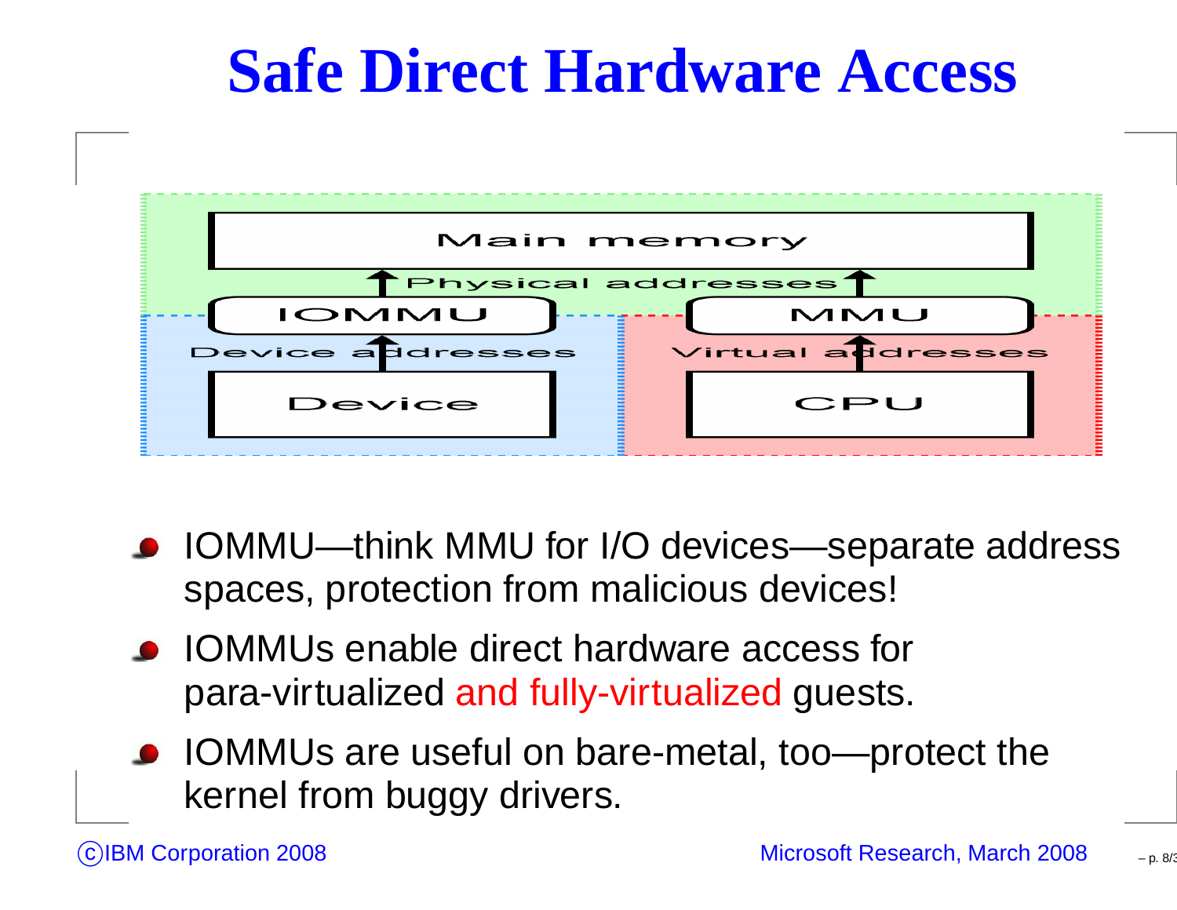# Safe Direct Hardware Access

Main memory

Physical addresses

IOMMU | MMU

Device addresses | Virtual addresses

Device | CPU

- IOMMU—think MMU for I/O devices—separate address spaces, protection from malicious devices!
- IOMMUs enable direct hardware access for para-virtualized and fully-virtualized guests.
- IOMMUs are useful on bare-metal, too—protect the kernel from buggy drivers.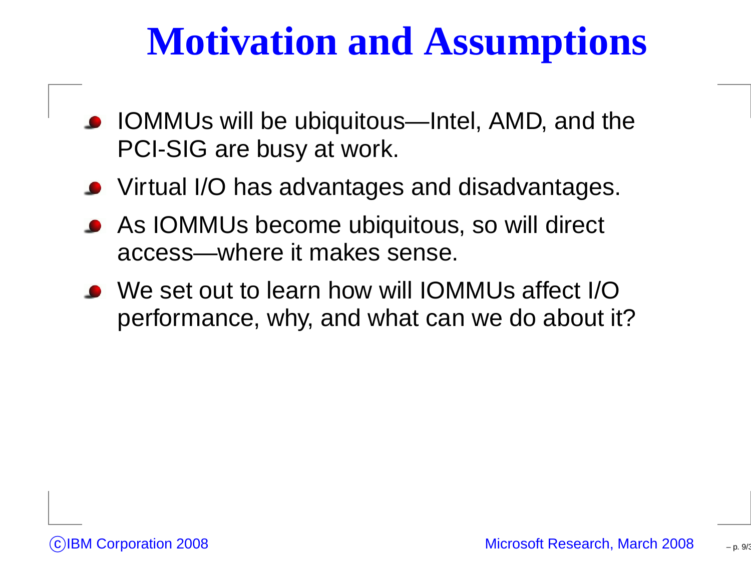# Motivation and Assumptions

- IOMMUs will be ubiquitous—Intel, AMD, and the PCI-SIG are busy at work.
- Virtual I/O has advantages and disadvantages.
- As IOMMUs become ubiquitous, so will direct access—where it makes sense.
- We set out to learn how will IOMMUs affect I/O performance, why, and what can we do about it?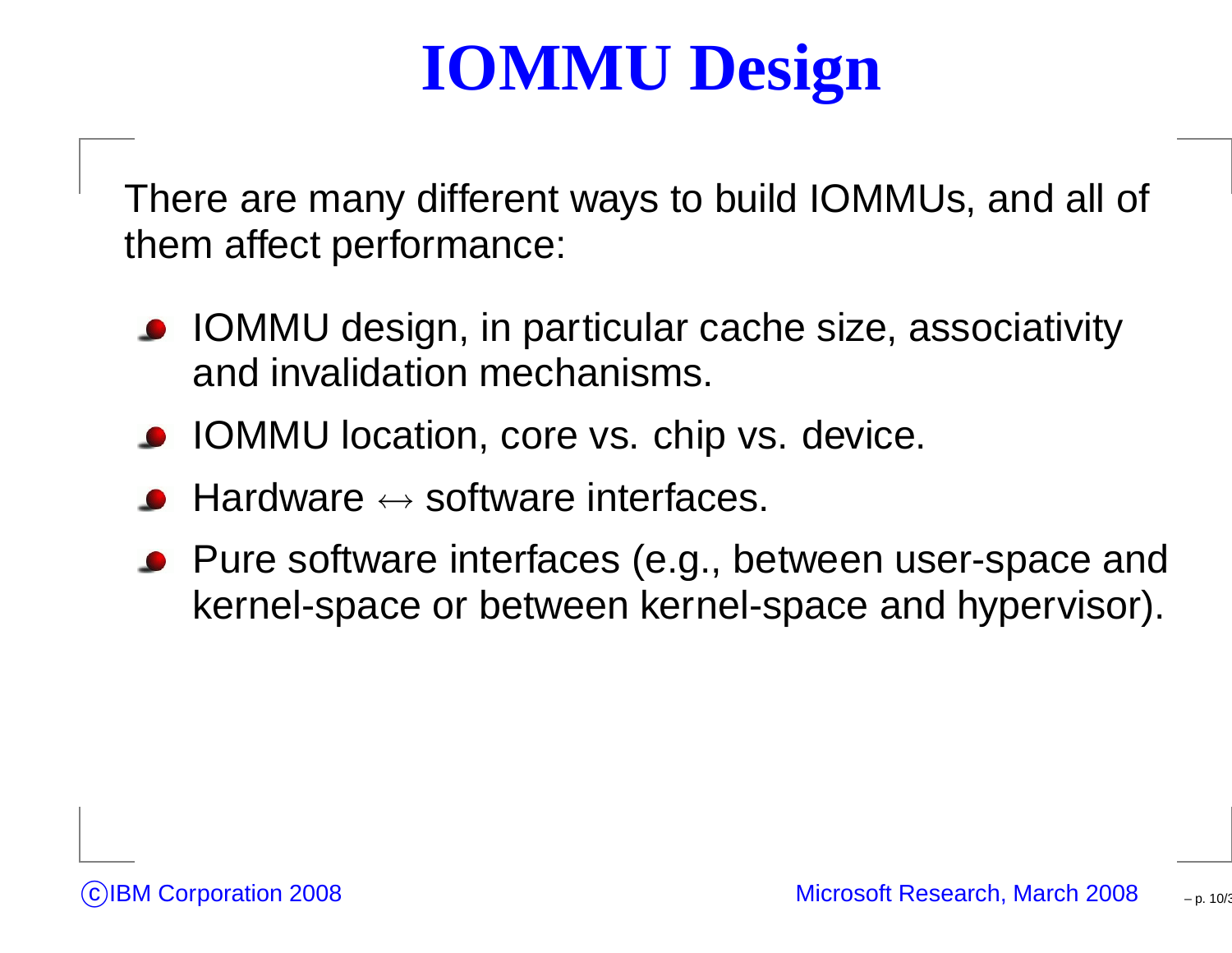# IOMMU Design

There are many different ways to build IOMMUs, and all of them affect performance:

- IOMMU design, in particular cache size, associativity and invalidation mechanisms.
- IOMMU location, core vs. chip vs. device.
- Hardware $\leftrightarrow$ software interfaces.
- Pure software interfaces (e.g., between user-space and kernel-space or between kernel-space and hypervisor).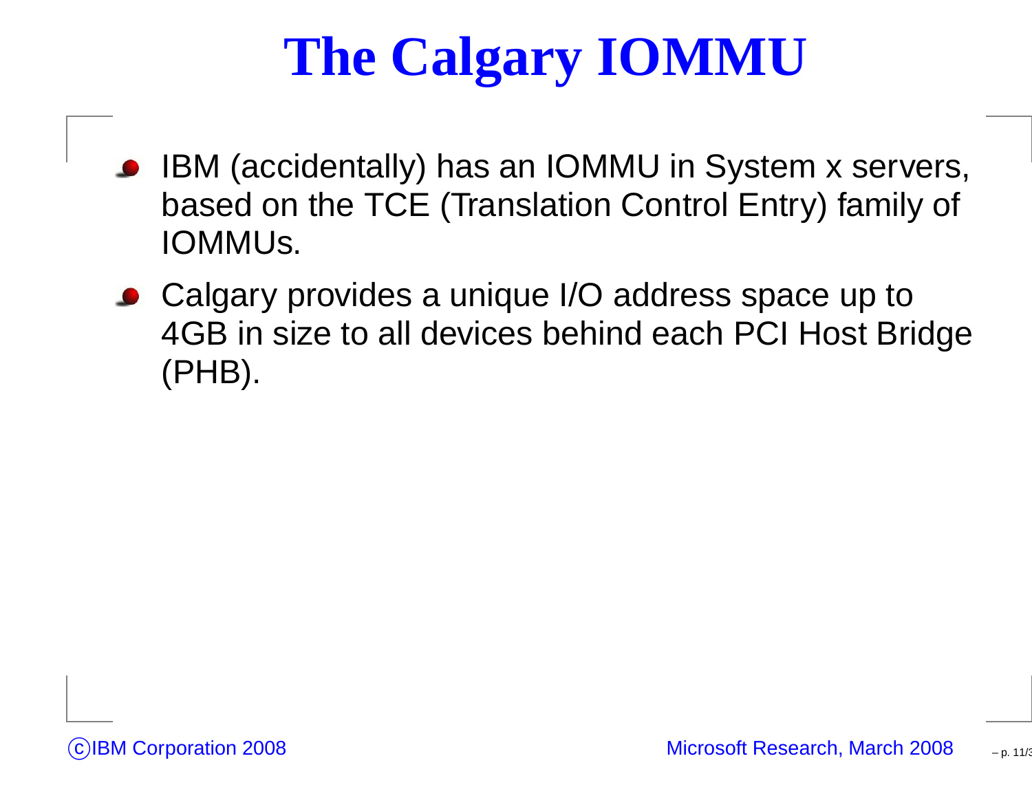# The Calgary IOMMU

- IBM (accidentally) has an IOMMU in System x servers, based on the TCE (Translation Control Entry) family of IOMMUs.
- Calgary provides a unique I/O address space up to 4GB in size to all devices behind each PCI Host Bridge (PHB).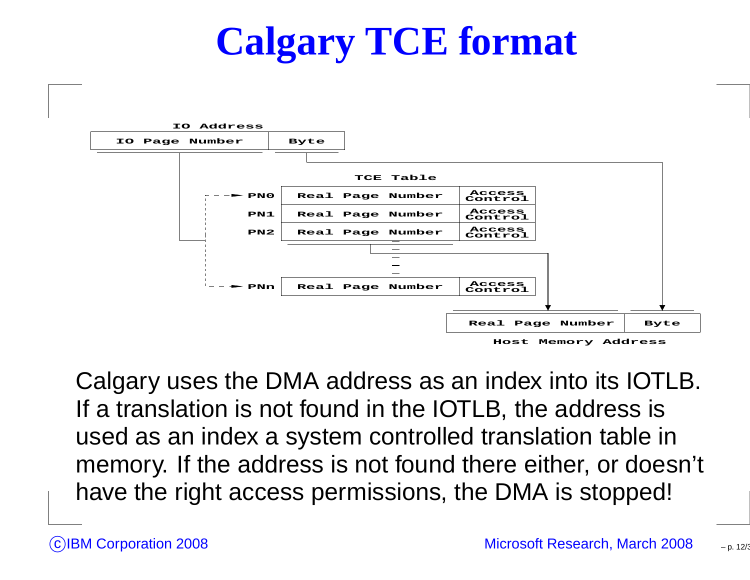# Calgary TCE format

IO Address

| IO Page Number | Byte |
|---|---|

TCE Table

| | Real Page Number | Access Control |
|---|---|---|
| PN0 | Real Page Number | Access Control |
| PN1 | Real Page Number | Access Control |
| PN2 | Real Page Number | Access Control |
| PNn | Real Page Number | Access Control |

| Real Page Number | Byte |
|---|---|

Host Memory Address

Calgary uses the DMA address as an index into its IOTLB. If a translation is not found in the IOTLB, the address is used as an index a system controlled translation table in memory. If the address is not found there either, or doesn't have the right access permissions, the DMA is stopped!

©IBM Corporation 2008

Microsoft Research, March 2008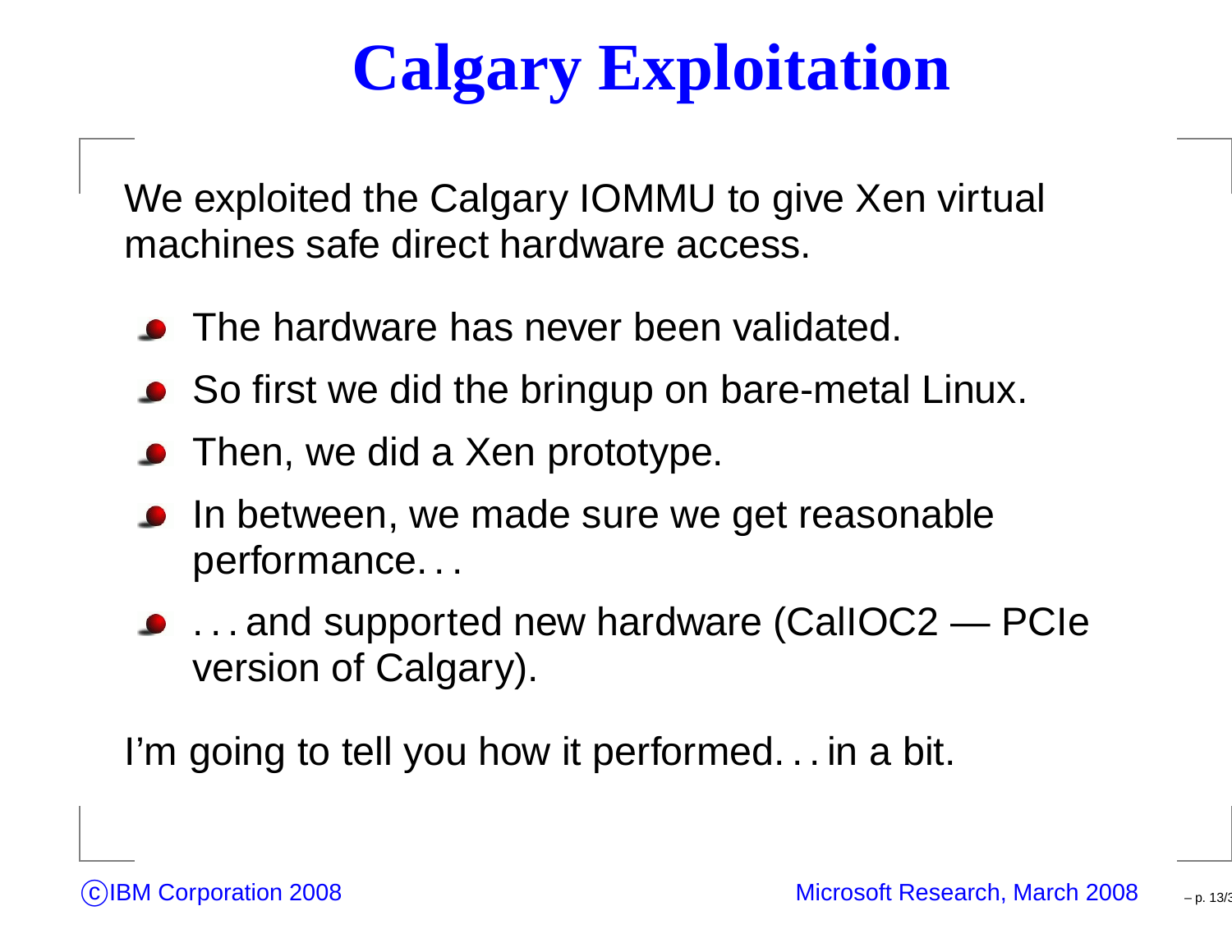# Calgary Exploitation

We exploited the Calgary IOMMU to give Xen virtual machines safe direct hardware access.

- The hardware has never been validated.
- So first we did the bringup on bare-metal Linux.
- Then, we did a Xen prototype.
- In between, we made sure we get reasonable performance. . .
- . . . and supported new hardware (CalIOC2 — PCIe version of Calgary).

I'm going to tell you how it performed. . . in a bit.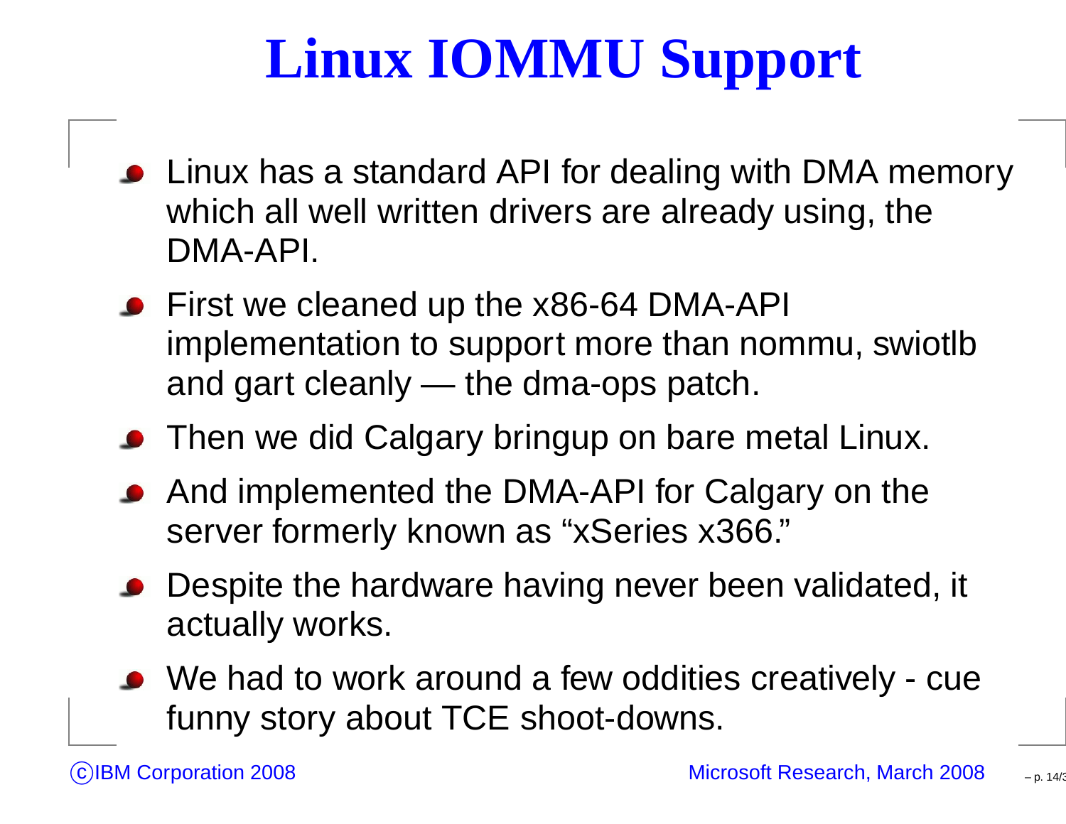# Linux IOMMU Support

- Linux has a standard API for dealing with DMA memory which all well written drivers are already using, the DMA-API.
- First we cleaned up the x86-64 DMA-API implementation to support more than nommu, swiotlb and gart cleanly — the dma-ops patch.
- Then we did Calgary bringup on bare metal Linux.
- And implemented the DMA-API for Calgary on the server formerly known as “xSeries x366.”
- Despite the hardware having never been validated, it actually works.
- We had to work around a few oddities creatively - cue funny story about TCE shoot-downs.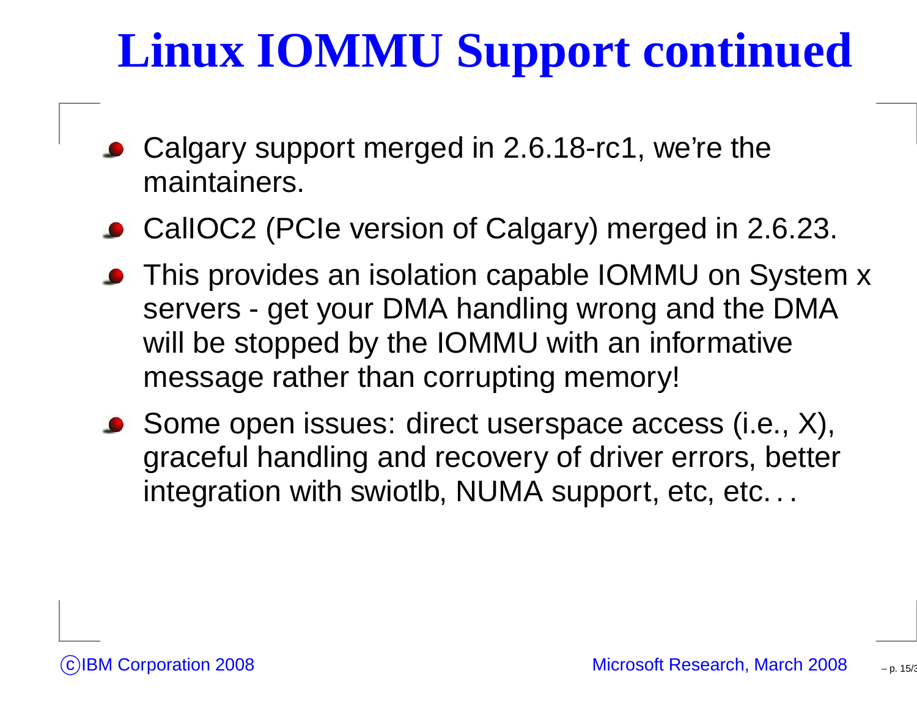# Linux IOMMU Support continued

- Calgary support merged in 2.6.18-rc1, we're the maintainers.
- CalIOC2 (PCIe version of Calgary) merged in 2.6.23.
- This provides an isolation capable IOMMU on System x servers - get your DMA handling wrong and the DMA will be stopped by the IOMMU with an informative message rather than corrupting memory!
- Some open issues: direct userspace access (i.e., X), graceful handling and recovery of driver errors, better integration with swiotlb, NUMA support, etc, etc. . .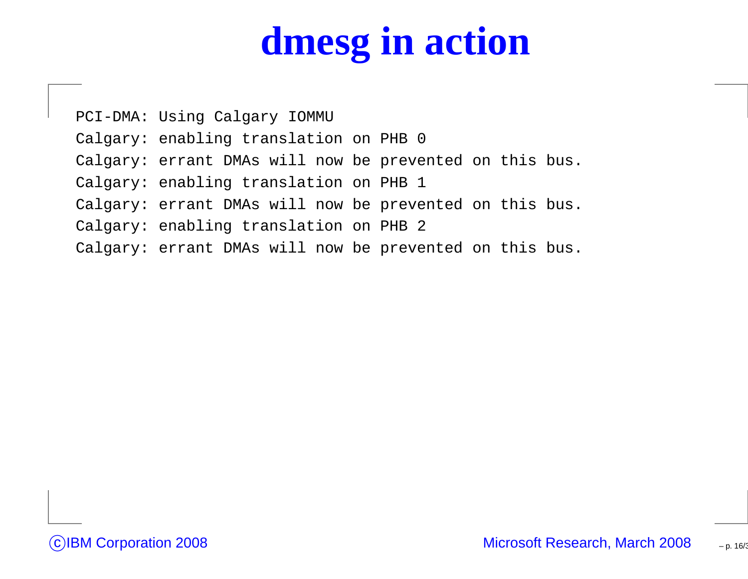# dmesg in action

```
PCI-DMA: Using Calgary IOMMU
Calgary: enabling translation on PHB 0
Calgary: errant DMAs will now be prevented on this bus.
Calgary: enabling translation on PHB 1
Calgary: errant DMAs will now be prevented on this bus.
Calgary: enabling translation on PHB 2
Calgary: errant DMAs will now be prevented on this bus.
```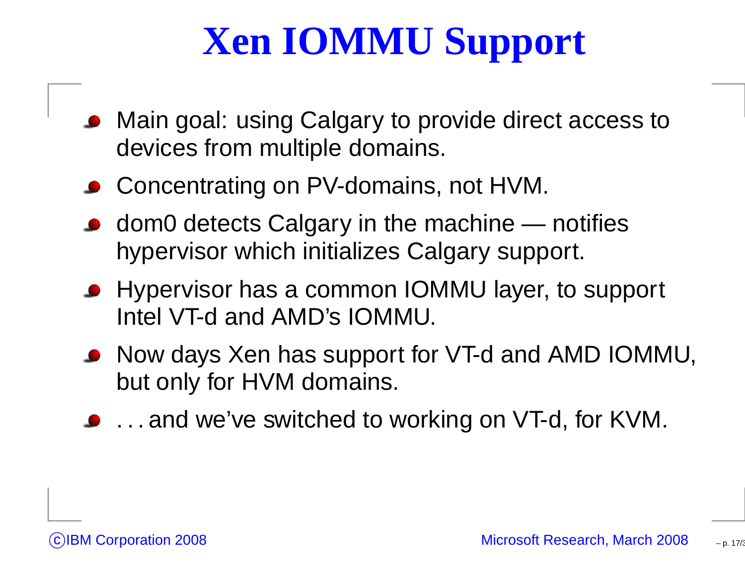# Xen IOMMU Support

- Main goal: using Calgary to provide direct access to devices from multiple domains.
- Concentrating on PV-domains, not HVM.
- dom0 detects Calgary in the machine — notifies hypervisor which initializes Calgary support.
- Hypervisor has a common IOMMU layer, to support Intel VT-d and AMD's IOMMU.
- Now days Xen has support for VT-d and AMD IOMMU, but only for HVM domains.
- . . . and we've switched to working on VT-d, for KVM.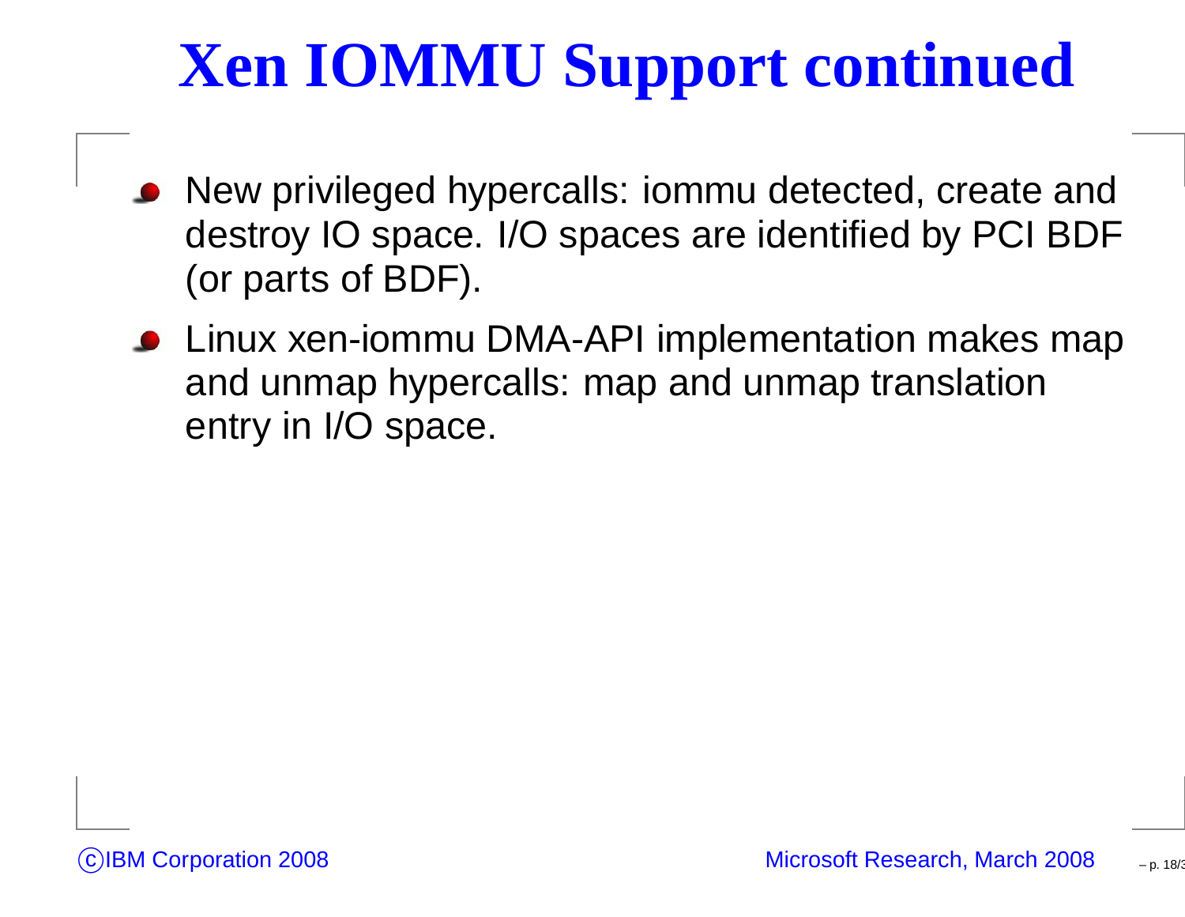# Xen IOMMU Support continued

- New privileged hypercalls: iommu detected, create and destroy IO space. I/O spaces are identified by PCI BDF (or parts of BDF).
- Linux xen-iommu DMA-API implementation makes map and unmap hypercalls: map and unmap translation entry in I/O space.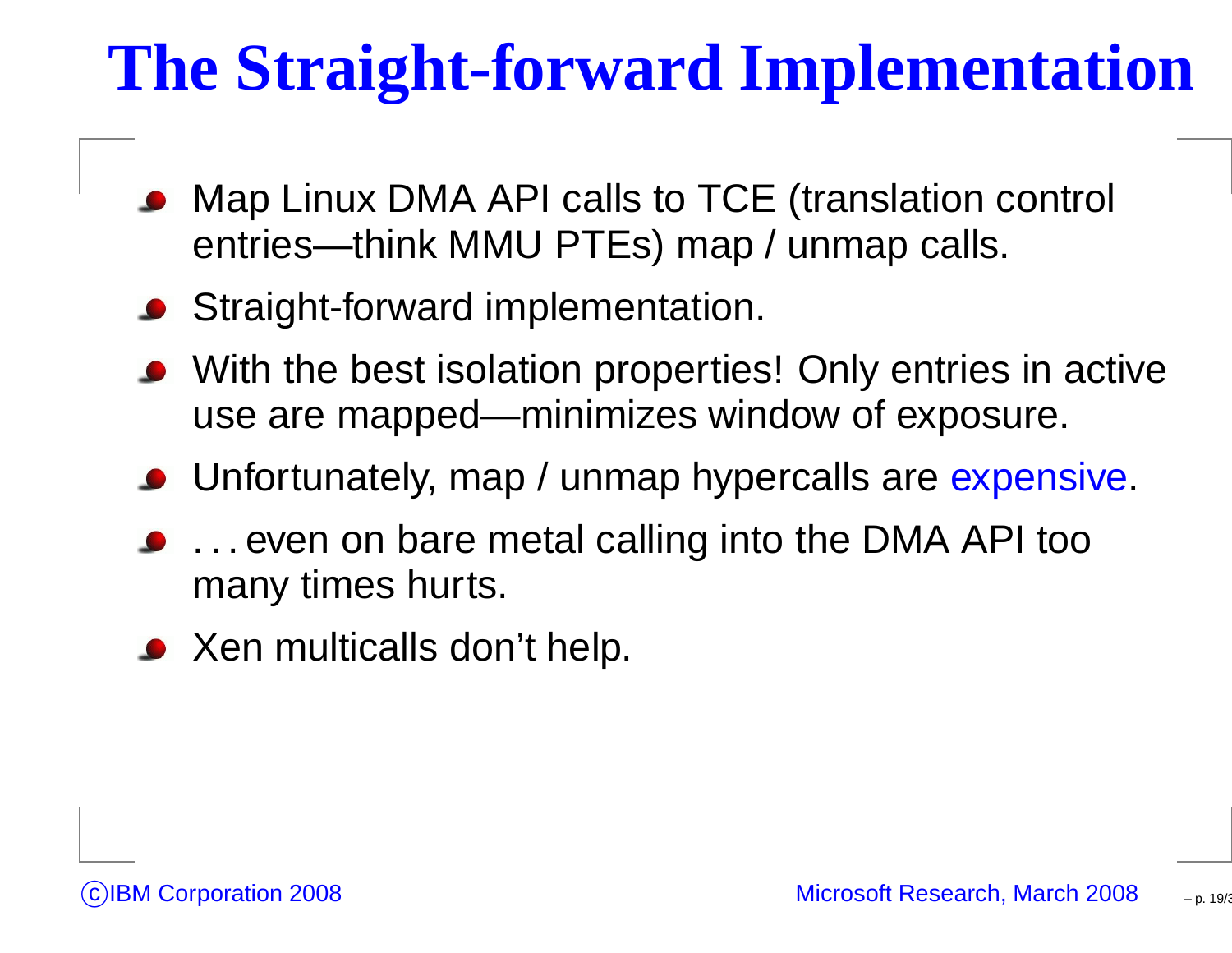# The Straight-forward Implementation

- Map Linux DMA API calls to TCE (translation control entries—think MMU PTEs) map / unmap calls.
- Straight-forward implementation.
- With the best isolation properties! Only entries in active use are mapped—minimizes window of exposure.
- Unfortunately, map / unmap hypercalls are expensive.
- . . . even on bare metal calling into the DMA API too many times hurts.
- Xen multicalls don't help.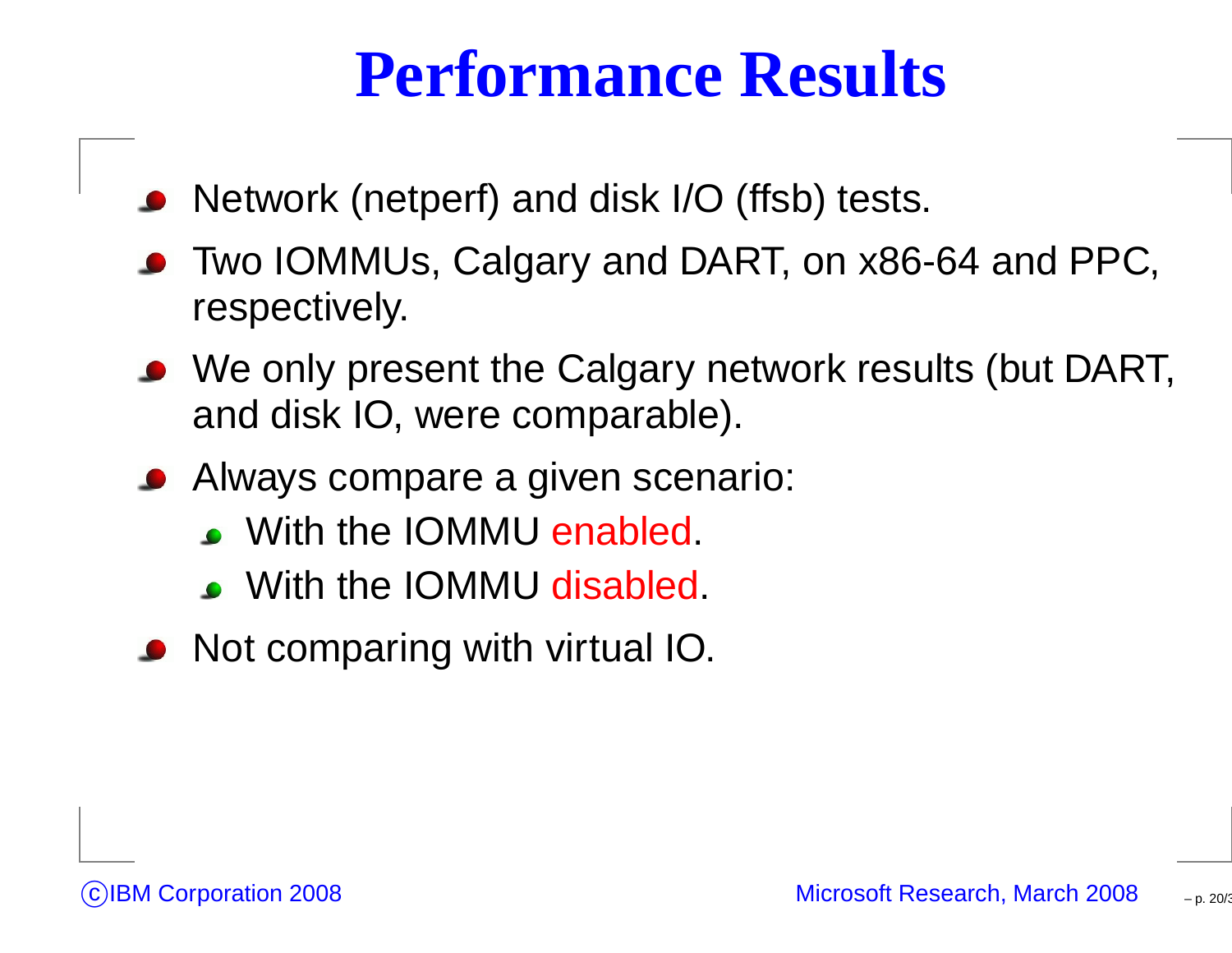# Performance Results

- Network (netperf) and disk I/O (ffsb) tests.
- Two IOMMUs, Calgary and DART, on x86-64 and PPC, respectively.
- We only present the Calgary network results (but DART, and disk IO, were comparable).
- Always compare a given scenario:
  - With the IOMMU enabled.
  - With the IOMMU disabled.
- Not comparing with virtual IO.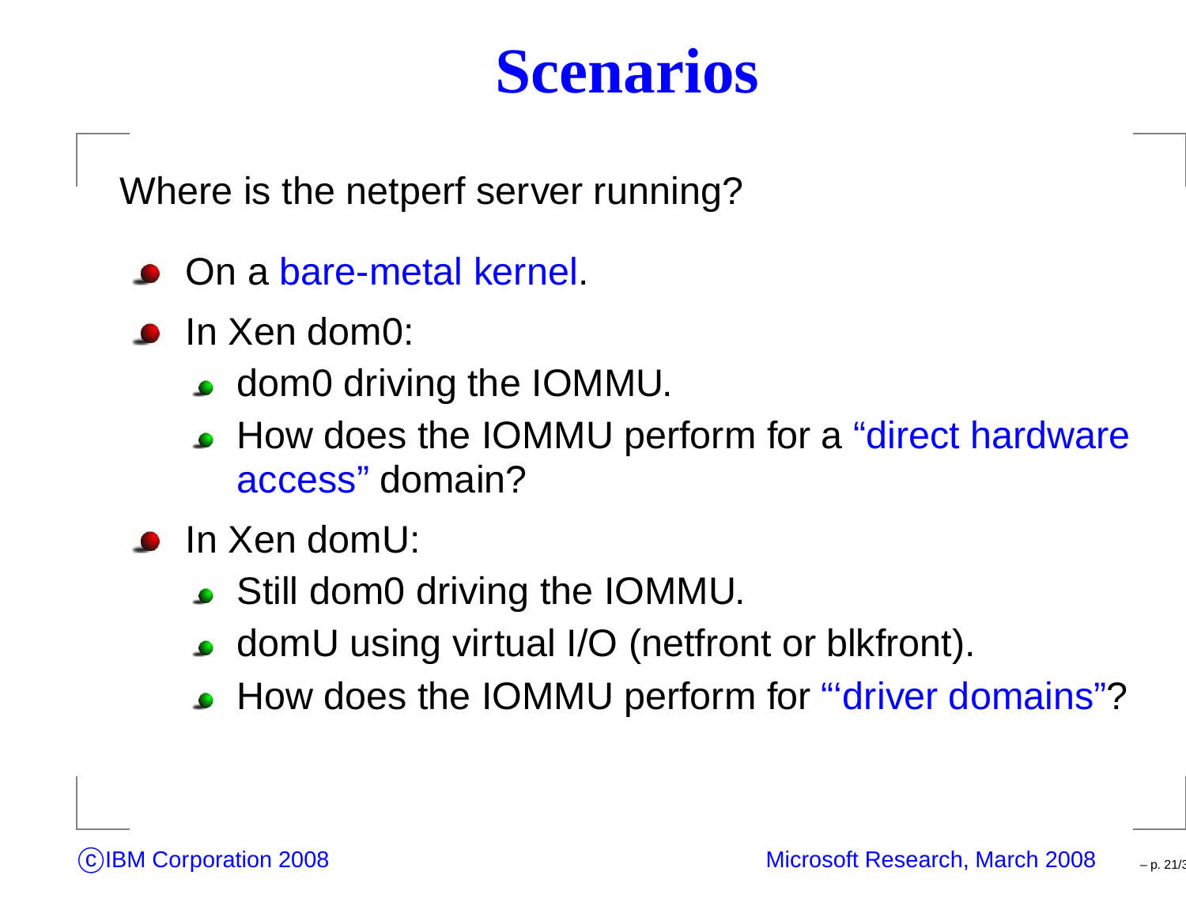# Scenarios

Where is the netperf server running?

- On a bare-metal kernel.
- In Xen dom0:
  - dom0 driving the IOMMU.
  - How does the IOMMU perform for a “direct hardware access” domain?
- In Xen domU:
  - Still dom0 driving the IOMMU.
  - domU using virtual I/O (netfront or blkfront).
  - How does the IOMMU perform for “‘driver domains”?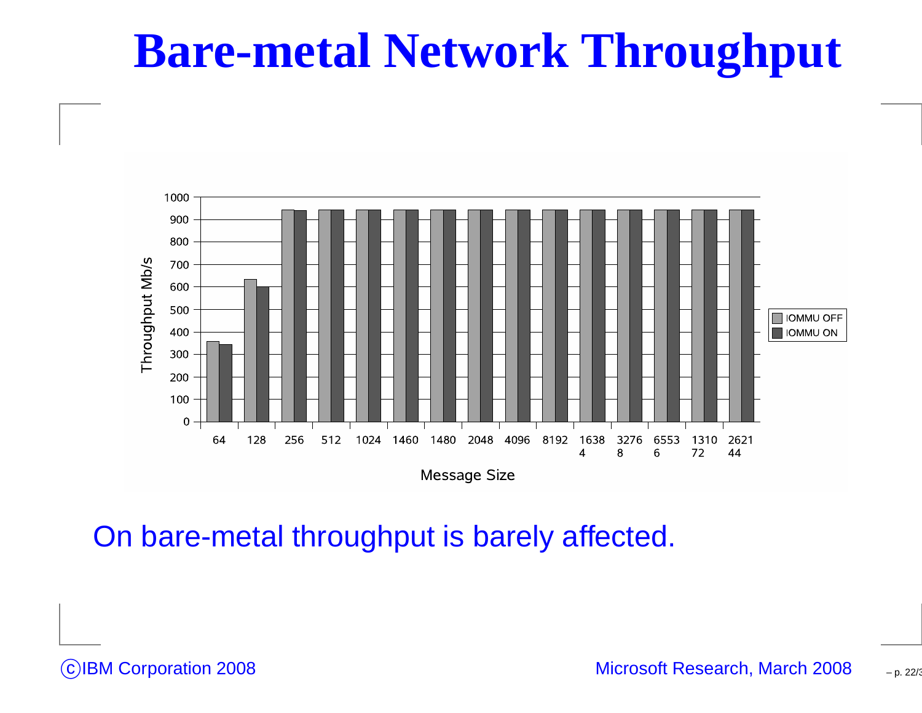# Bare-metal Network Throughput

On bare-metal throughput is barely affected.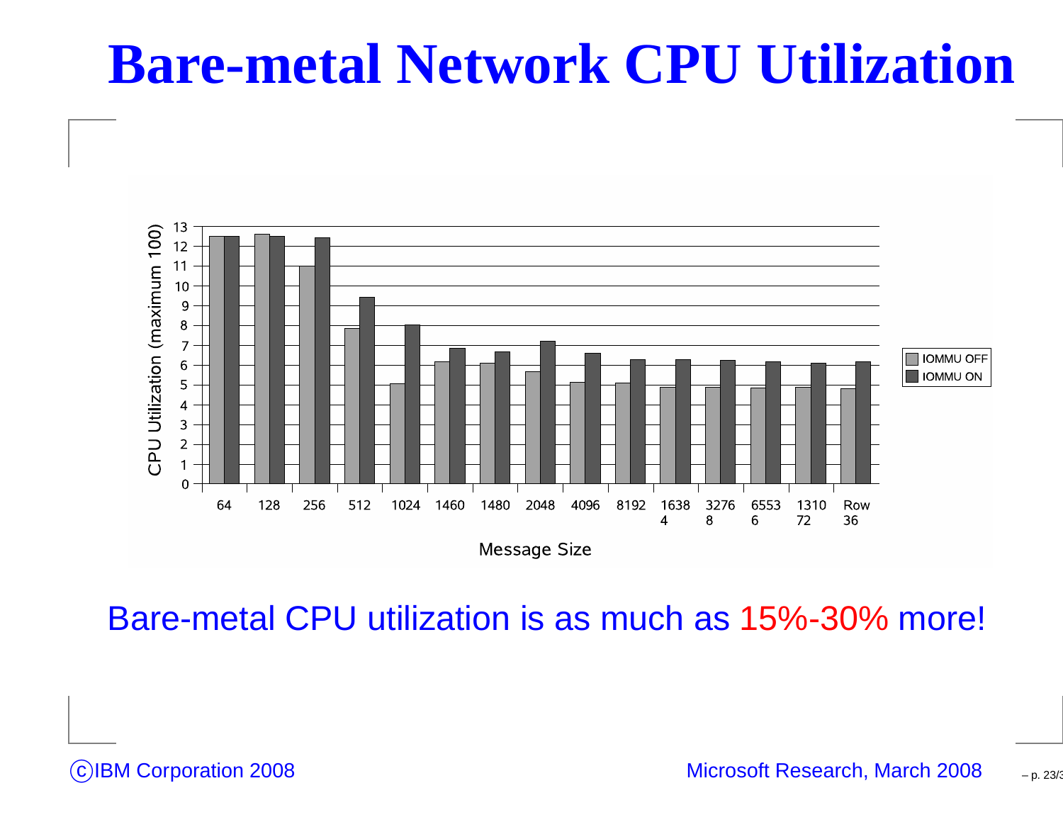# Bare-metal Network CPU Utilization

Bare-metal CPU utilization is as much as 15%-30% more!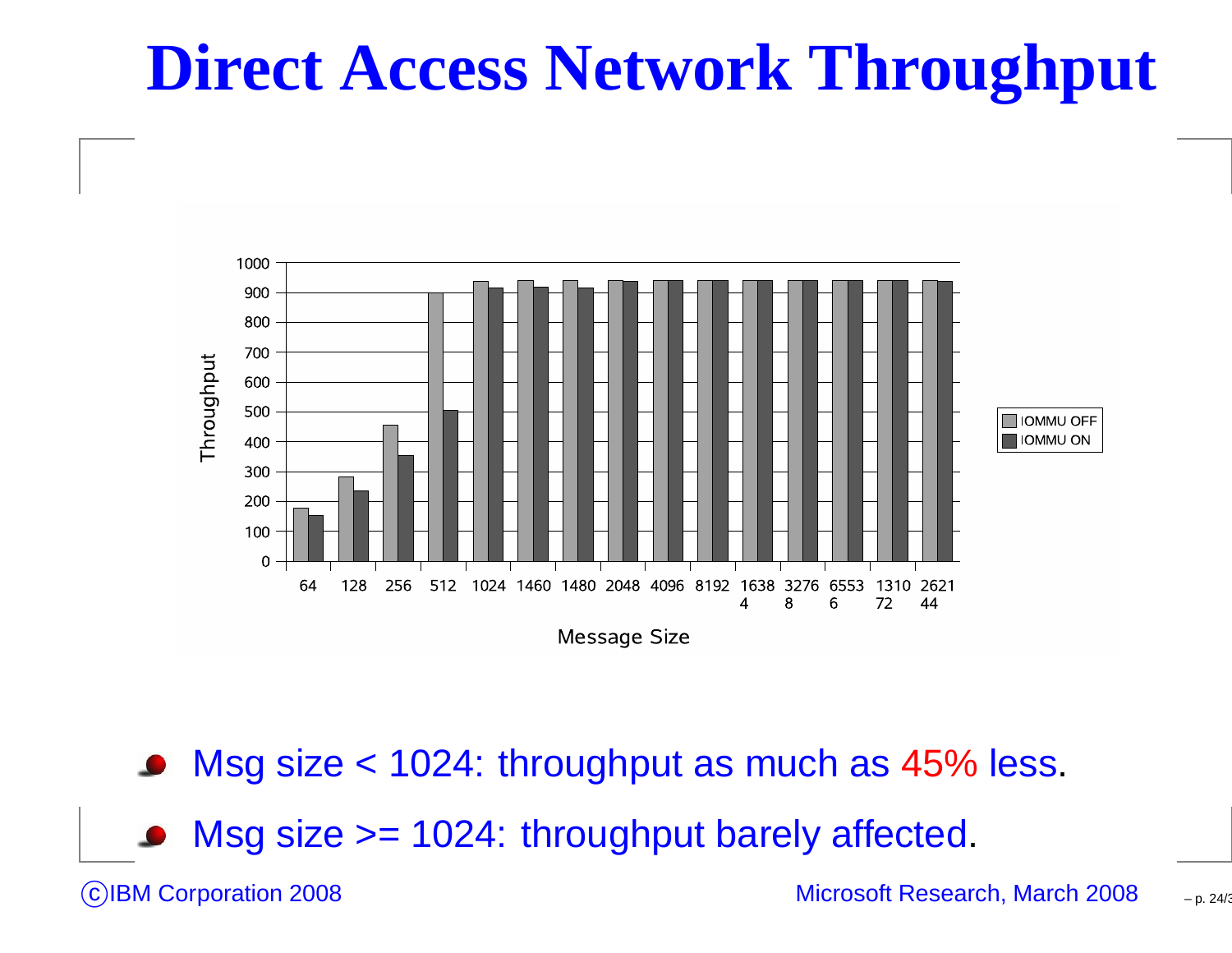# Direct Access Network Throughput

- Msg size < 1024: throughput as much as 45% less.
- Msg size >= 1024: throughput barely affected.

©IBM Corporation 2008

Microsoft Research, March 2008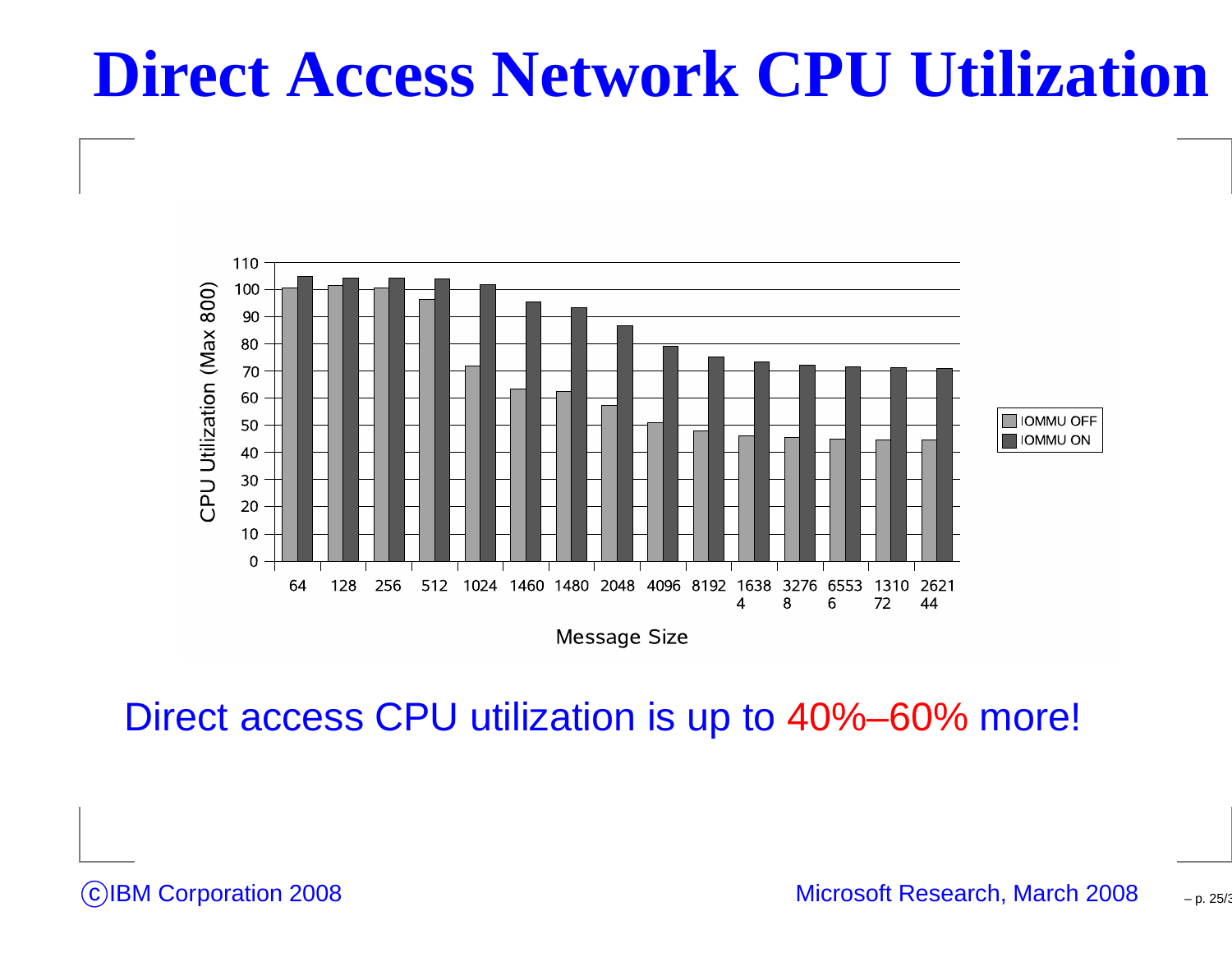# Direct Access Network CPU Utilization

| Message Size | IOMMU OFF | IOMMU ON |
|---|---|---|
| 64 | 100 | 105 |
| 128 | 101 | 104 |
| 256 | 100 | 104 |
| 512 | 96 | 104 |
| 1024 | 72 | 102 |
| 1460 | 63 | 95 |
| 1480 | 62 | 93 |
| 2048 | 57 | 86 |
| 4096 | 51 | 79 |
| 8192 | 48 | 75 |
| 16384 | 46 | 73 |
| 32768 | 45 | 72 |
| 65536 | 45 | 71 |
| 131072 | 44 | 71 |
| 262144 | 44 | 71 |

CPU Utilization (Max 800) vs. Message Size

Direct access CPU utilization is up to 40%–60% more!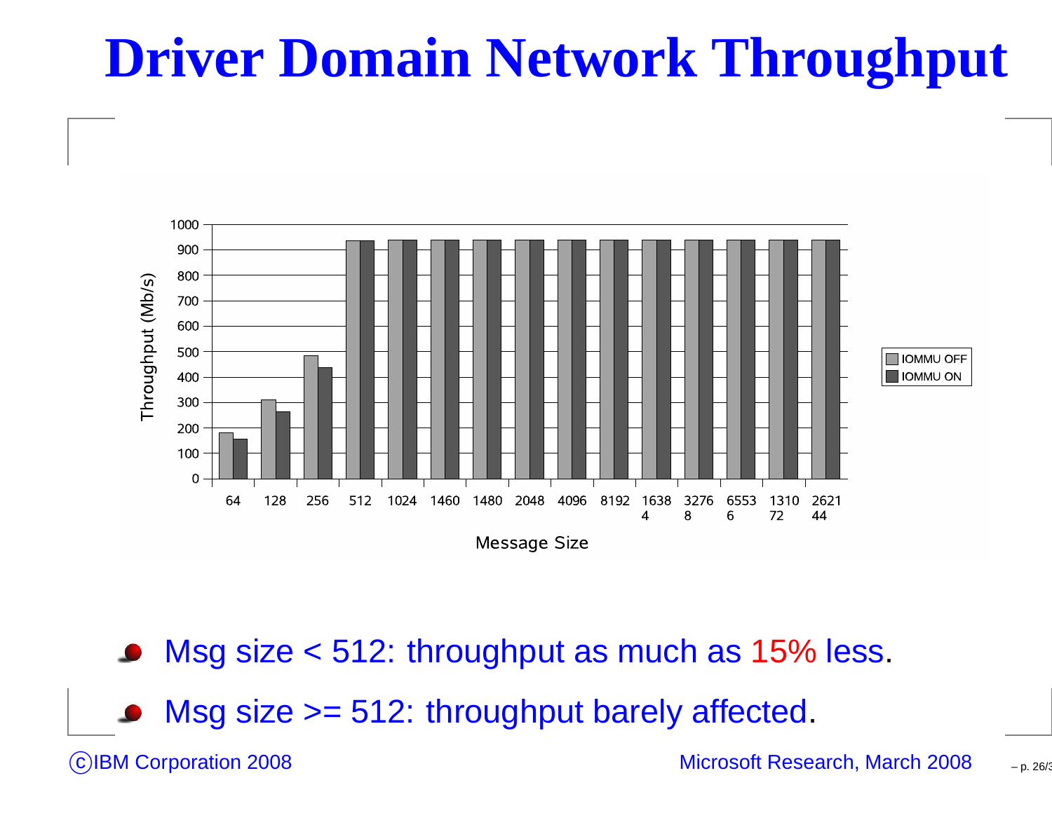# Driver Domain Network Throughput

- Msg size < 512: throughput as much as 15% less.
- Msg size >= 512: throughput barely affected.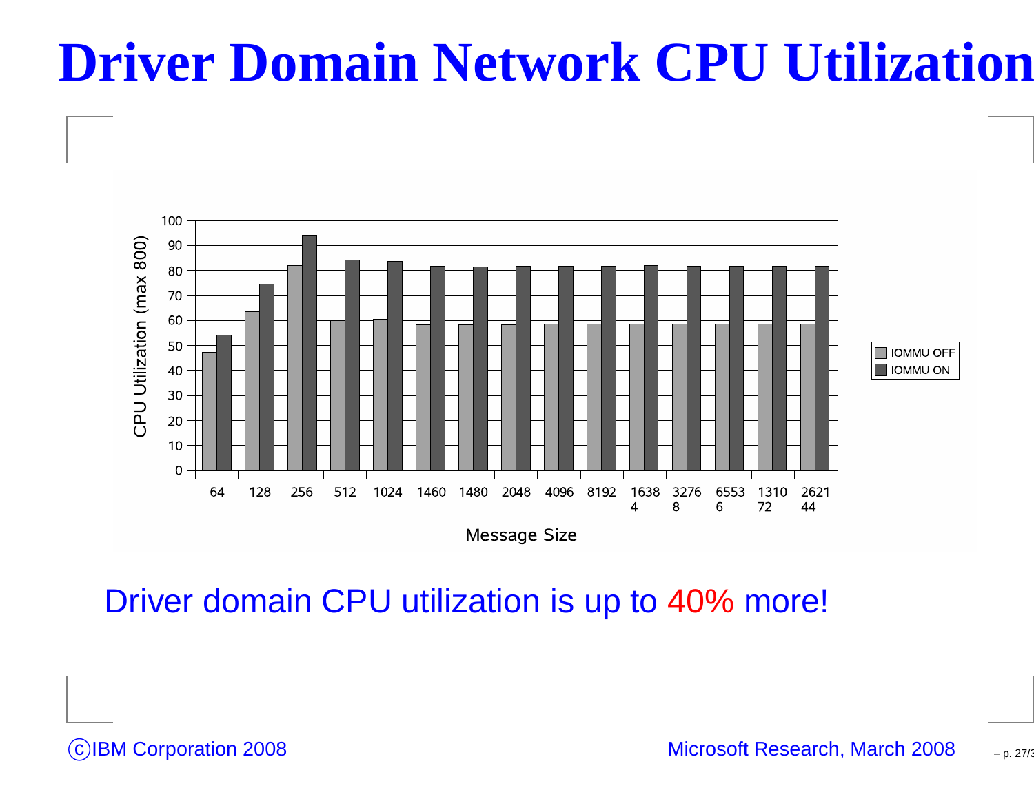# Driver Domain Network CPU Utilization

| Message Size | IOMMU OFF | IOMMU ON |
|---|---|---|
| 64 | 47 | 54 |
| 128 | 63 | 74 |
| 256 | 82 | 94 |
| 512 | 60 | 84 |
| 1024 | 60 | 84 |
| 1460 | 58 | 82 |
| 1480 | 58 | 81 |
| 2048 | 58 | 82 |
| 4096 | 58 | 82 |
| 8192 | 58 | 82 |
| 16384 | 58 | 82 |
| 32768 | 58 | 82 |
| 65536 | 58 | 82 |
| 131072 | 58 | 82 |
| 262144 | 58 | 82 |

CPU Utilization (max 800) vs. Message Size (values approximate, read from bar chart)

Driver domain CPU utilization is up to 40% more!

©IBM Corporation 2008 — Microsoft Research, March 2008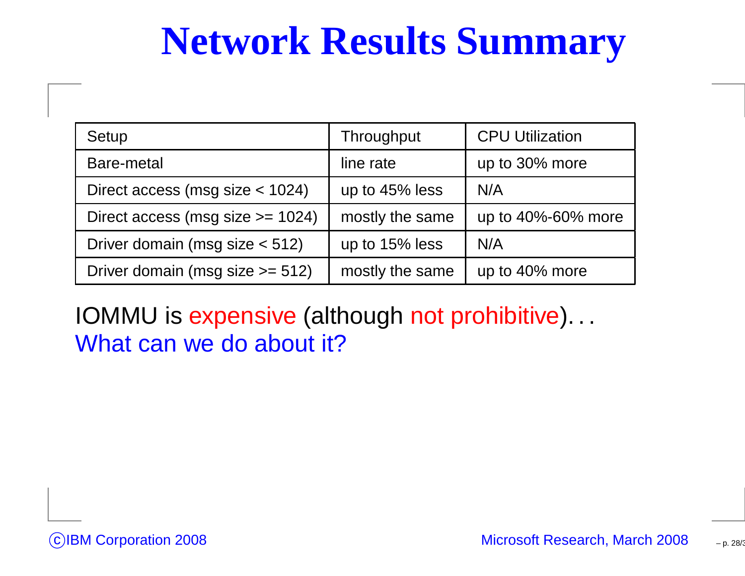# Network Results Summary

| Setup | Throughput | CPU Utilization |
|---|---|---|
| Bare-metal | line rate | up to 30% more |
| Direct access (msg size < 1024) | up to 45% less | N/A |
| Direct access (msg size >= 1024) | mostly the same | up to 40%-60% more |
| Driver domain (msg size < 512) | up to 15% less | N/A |
| Driver domain (msg size >= 512) | mostly the same | up to 40% more |

IOMMU is expensive (although not prohibitive)...
What can we do about it?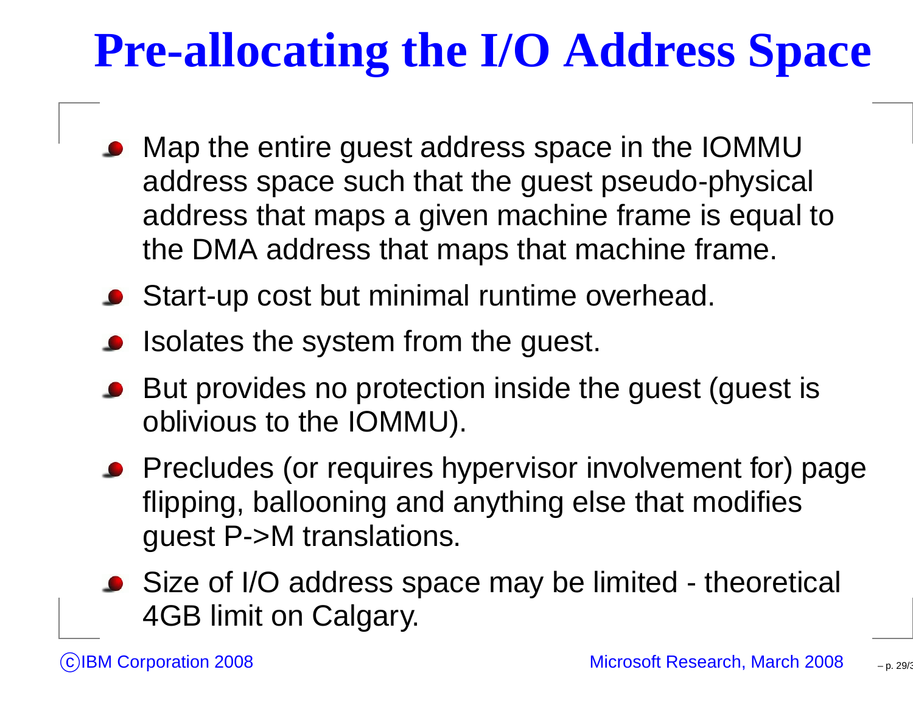# Pre-allocating the I/O Address Space

- Map the entire guest address space in the IOMMU address space such that the guest pseudo-physical address that maps a given machine frame is equal to the DMA address that maps that machine frame.
- Start-up cost but minimal runtime overhead.
- Isolates the system from the guest.
- But provides no protection inside the guest (guest is oblivious to the IOMMU).
- Precludes (or requires hypervisor involvement for) page flipping, ballooning and anything else that modifies guest P->M translations.
- Size of I/O address space may be limited - theoretical 4GB limit on Calgary.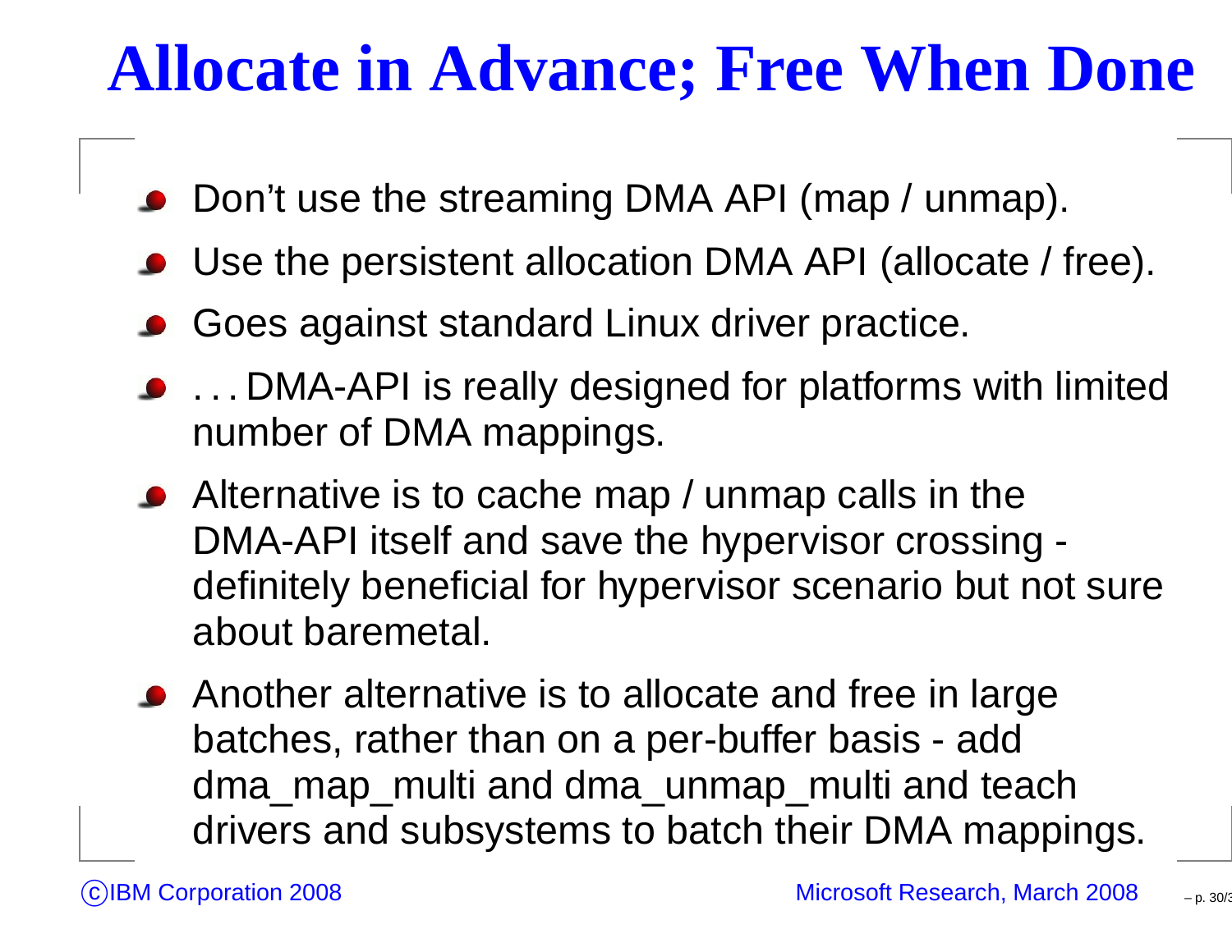# Allocate in Advance; Free When Done

- Don't use the streaming DMA API (map / unmap).
- Use the persistent allocation DMA API (allocate / free).
- Goes against standard Linux driver practice.
- . . . DMA-API is really designed for platforms with limited number of DMA mappings.
- Alternative is to cache map / unmap calls in the DMA-API itself and save the hypervisor crossing - definitely beneficial for hypervisor scenario but not sure about baremetal.
- Another alternative is to allocate and free in large batches, rather than on a per-buffer basis - add dma_map_multi and dma_unmap_multi and teach drivers and subsystems to batch their DMA mappings.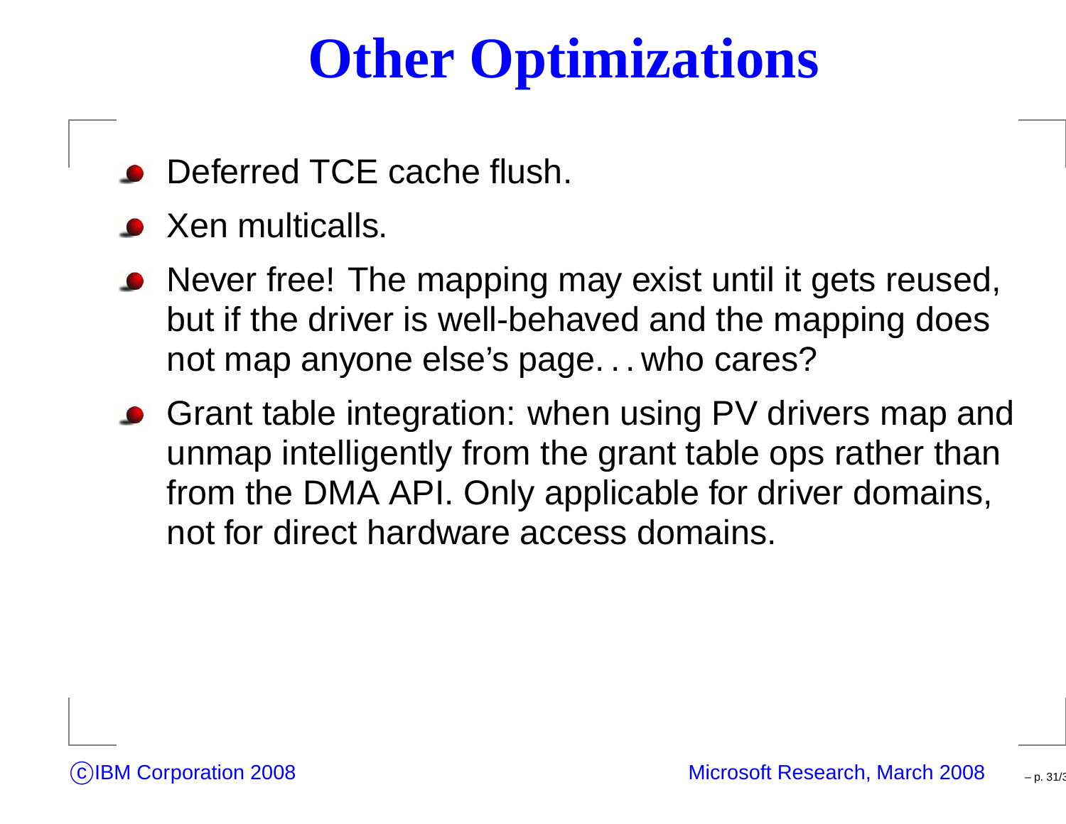# Other Optimizations

- Deferred TCE cache flush.
- Xen multicalls.
- Never free! The mapping may exist until it gets reused, but if the driver is well-behaved and the mapping does not map anyone else's page. . . who cares?
- Grant table integration: when using PV drivers map and unmap intelligently from the grant table ops rather than from the DMA API. Only applicable for driver domains, not for direct hardware access domains.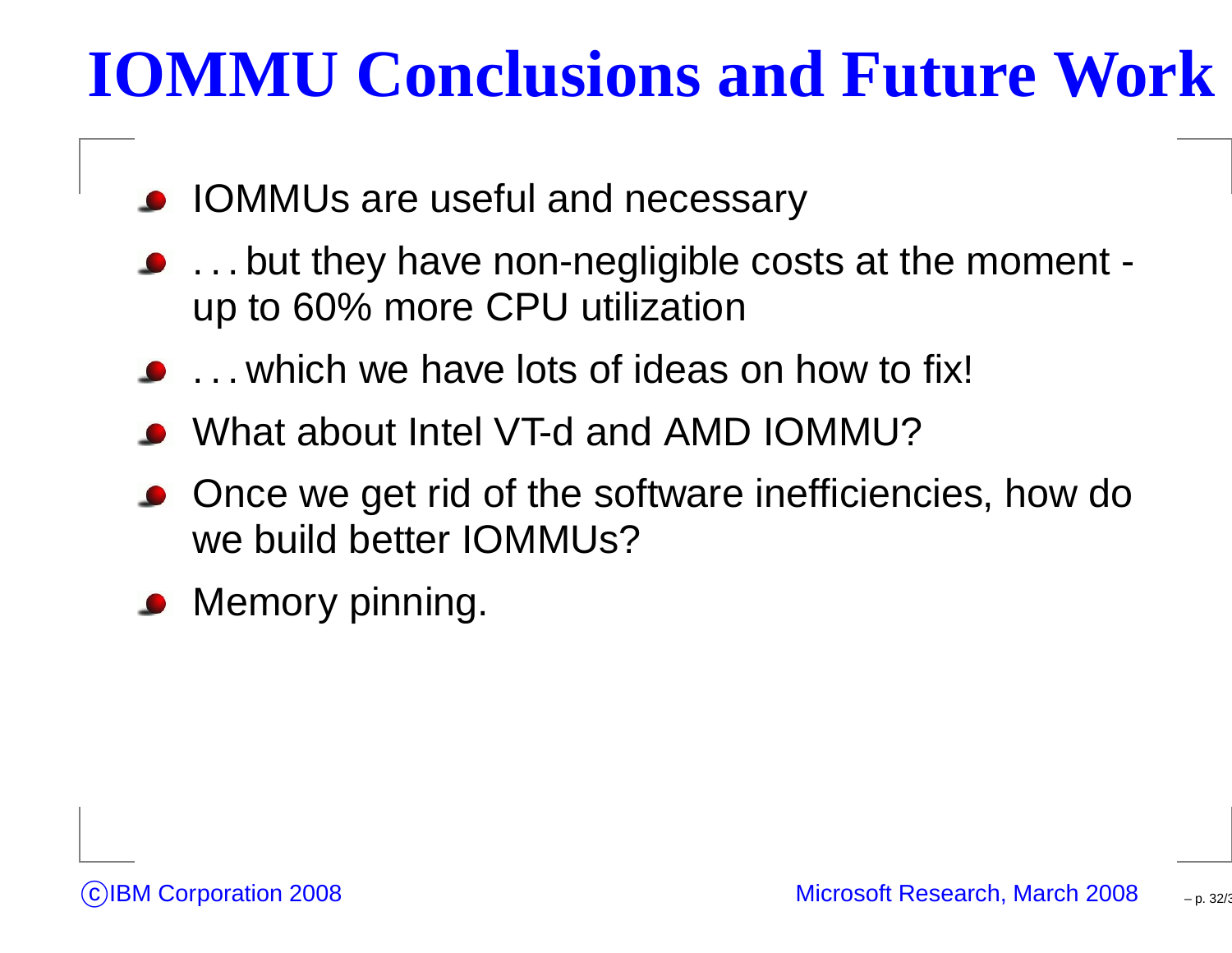# IOMMU Conclusions and Future Work

- IOMMUs are useful and necessary
- . . . but they have non-negligible costs at the moment - up to 60% more CPU utilization
- . . . which we have lots of ideas on how to fix!
- What about Intel VT-d and AMD IOMMU?
- Once we get rid of the software inefficiencies, how do we build better IOMMUs?
- Memory pinning.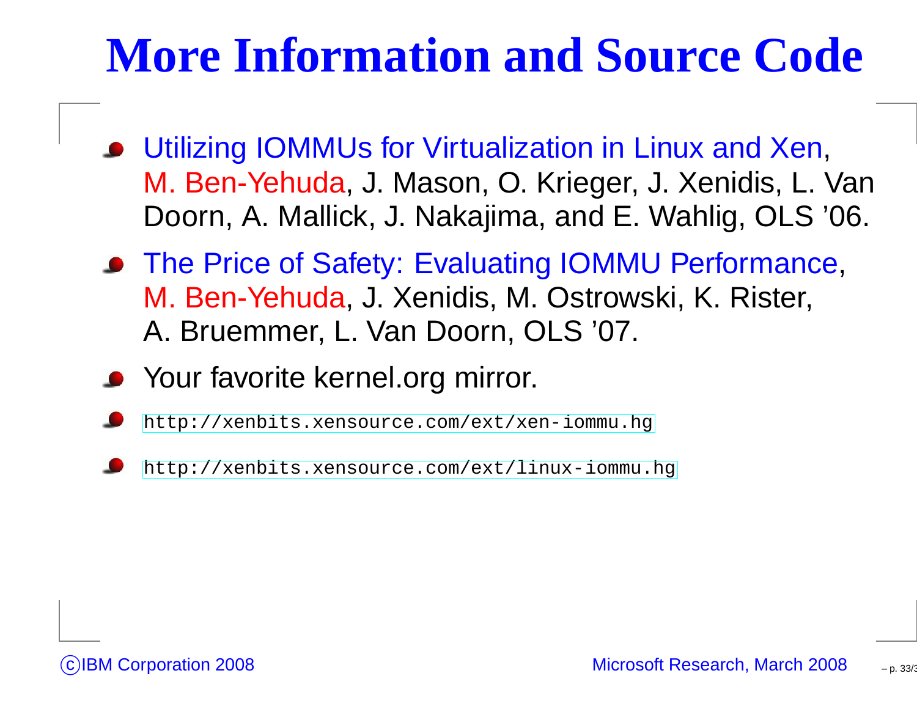# More Information and Source Code

- Utilizing IOMMUs for Virtualization in Linux and Xen, M. Ben-Yehuda, J. Mason, O. Krieger, J. Xenidis, L. Van Doorn, A. Mallick, J. Nakajima, and E. Wahlig, OLS '06.
- The Price of Safety: Evaluating IOMMU Performance, M. Ben-Yehuda, J. Xenidis, M. Ostrowski, K. Rister, A. Bruemmer, L. Van Doorn, OLS '07.
- Your favorite kernel.org mirror.
- `http://xenbits.xensource.com/ext/xen-iommu.hg`
- `http://xenbits.xensource.com/ext/linux-iommu.hg`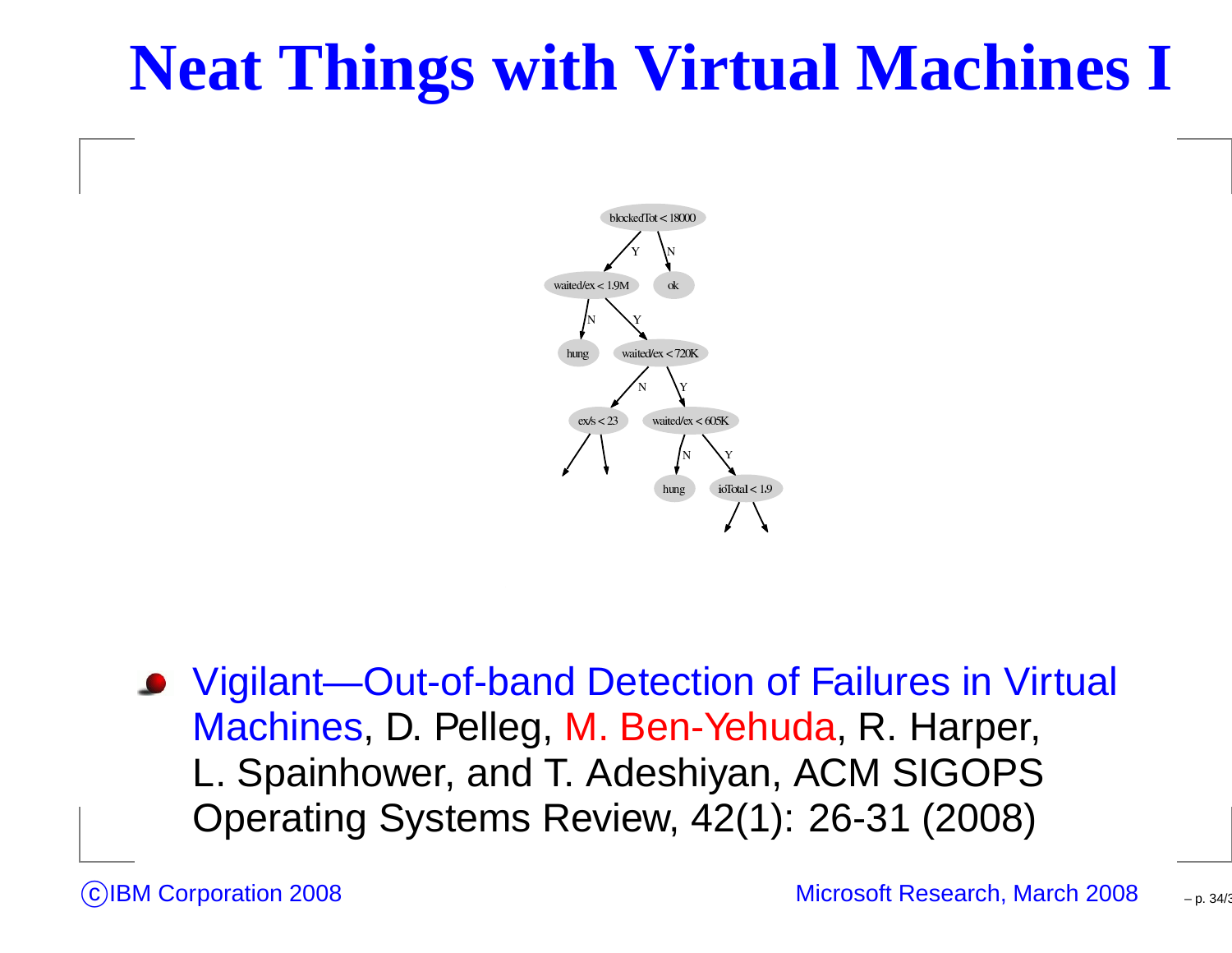# Neat Things with Virtual Machines I

- Vigilant—Out-of-band Detection of Failures in Virtual Machines, D. Pelleg, M. Ben-Yehuda, R. Harper, L. Spainhower, and T. Adeshiyan, ACM SIGOPS Operating Systems Review, 42(1): 26-31 (2008)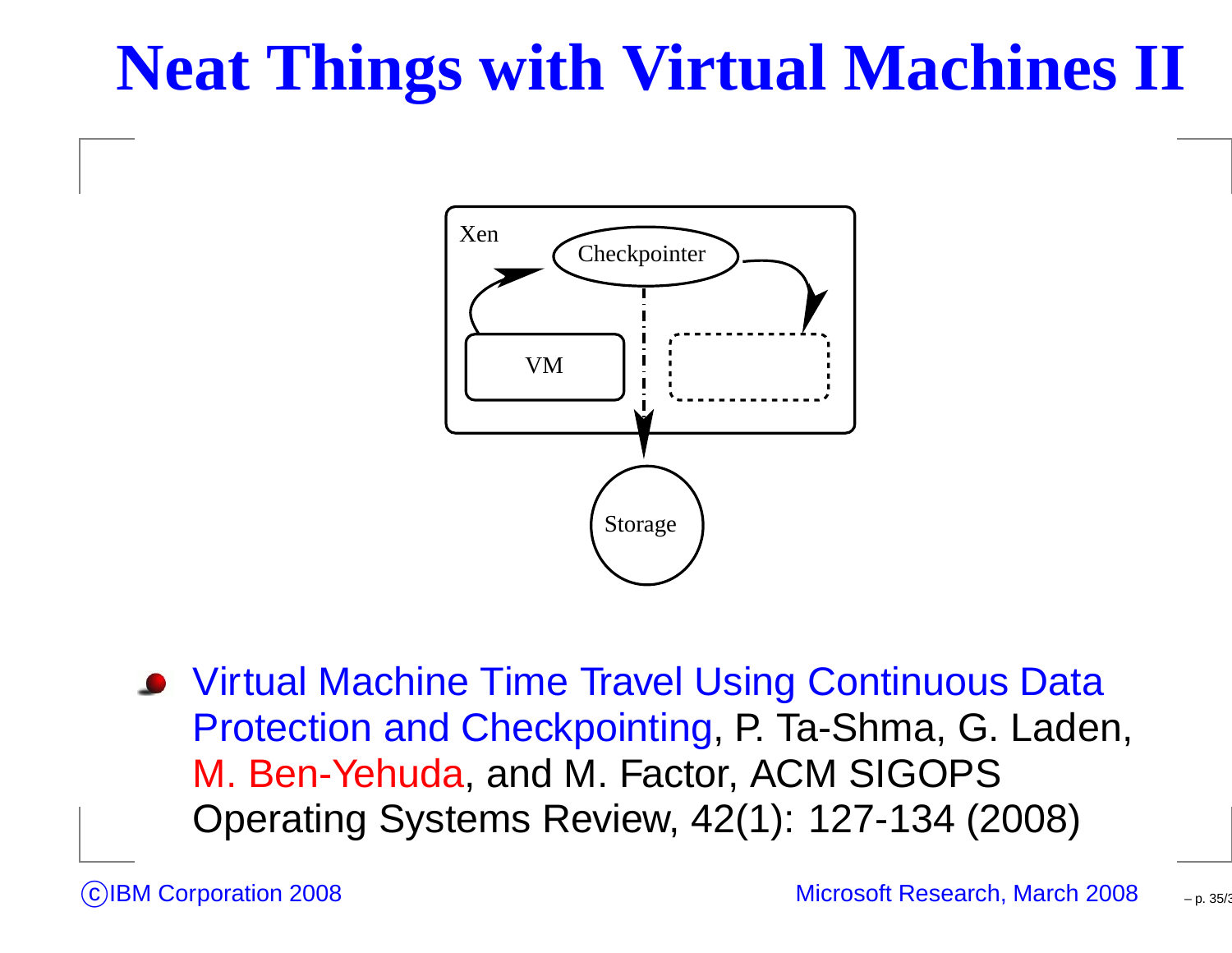# Neat Things with Virtual Machines II

Xen

Checkpointer

VM

Storage

- Virtual Machine Time Travel Using Continuous Data Protection and Checkpointing, P. Ta-Shma, G. Laden, M. Ben-Yehuda, and M. Factor, ACM SIGOPS Operating Systems Review, 42(1): 127-134 (2008)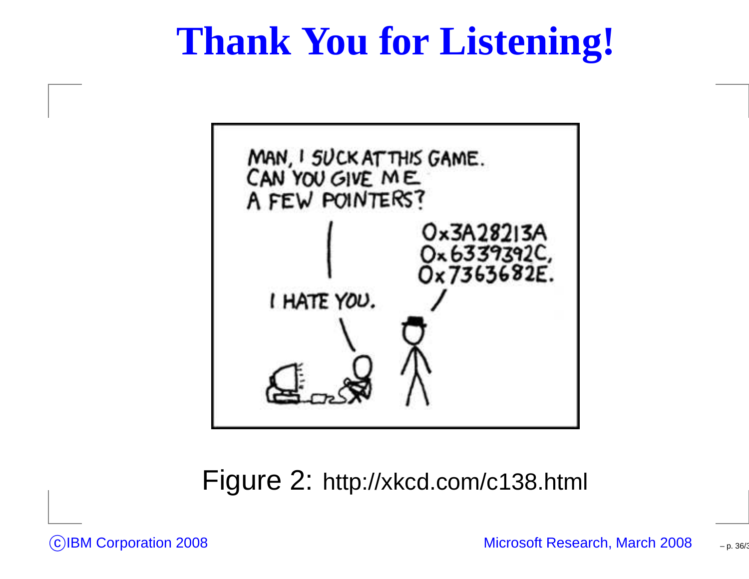# Thank You for Listening!

Figure 2: http://xkcd.com/c138.html